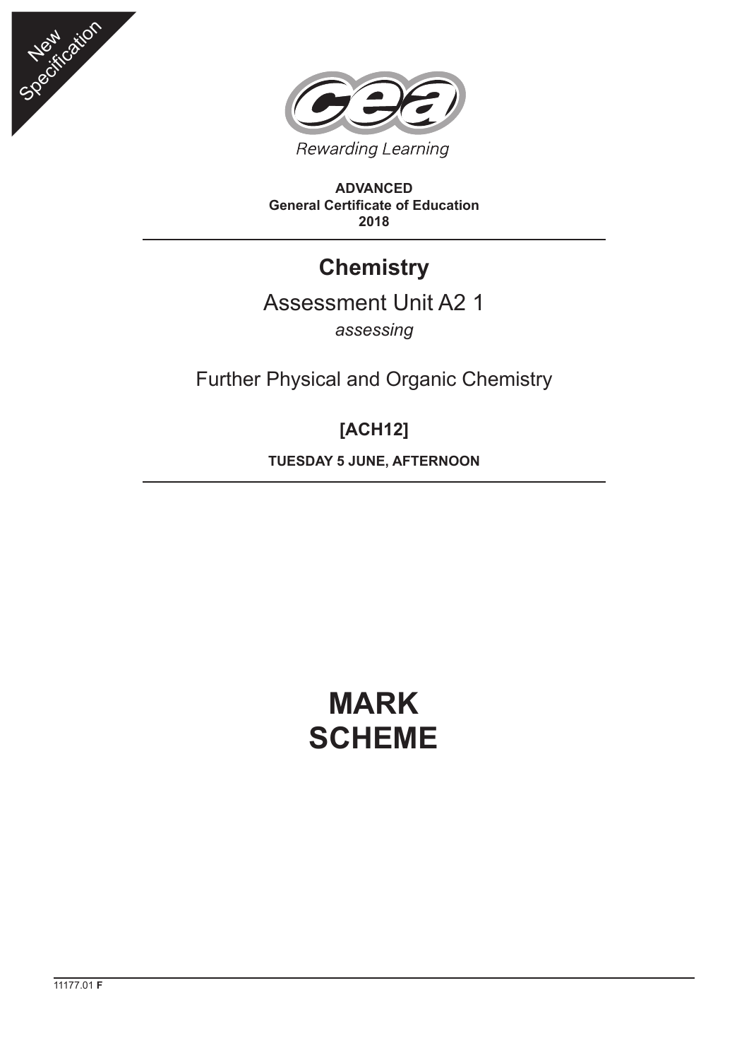New Specification

Rewarding Learning

**ADVANCED**
**General Certificate of Education**
**2018**

# Chemistry

## Assessment Unit A2 1

*assessing*

## Further Physical and Organic Chemistry

**[ACH12]**

**TUESDAY 5 JUNE, AFTERNOON**

# MARK SCHEME

11177.01 **F**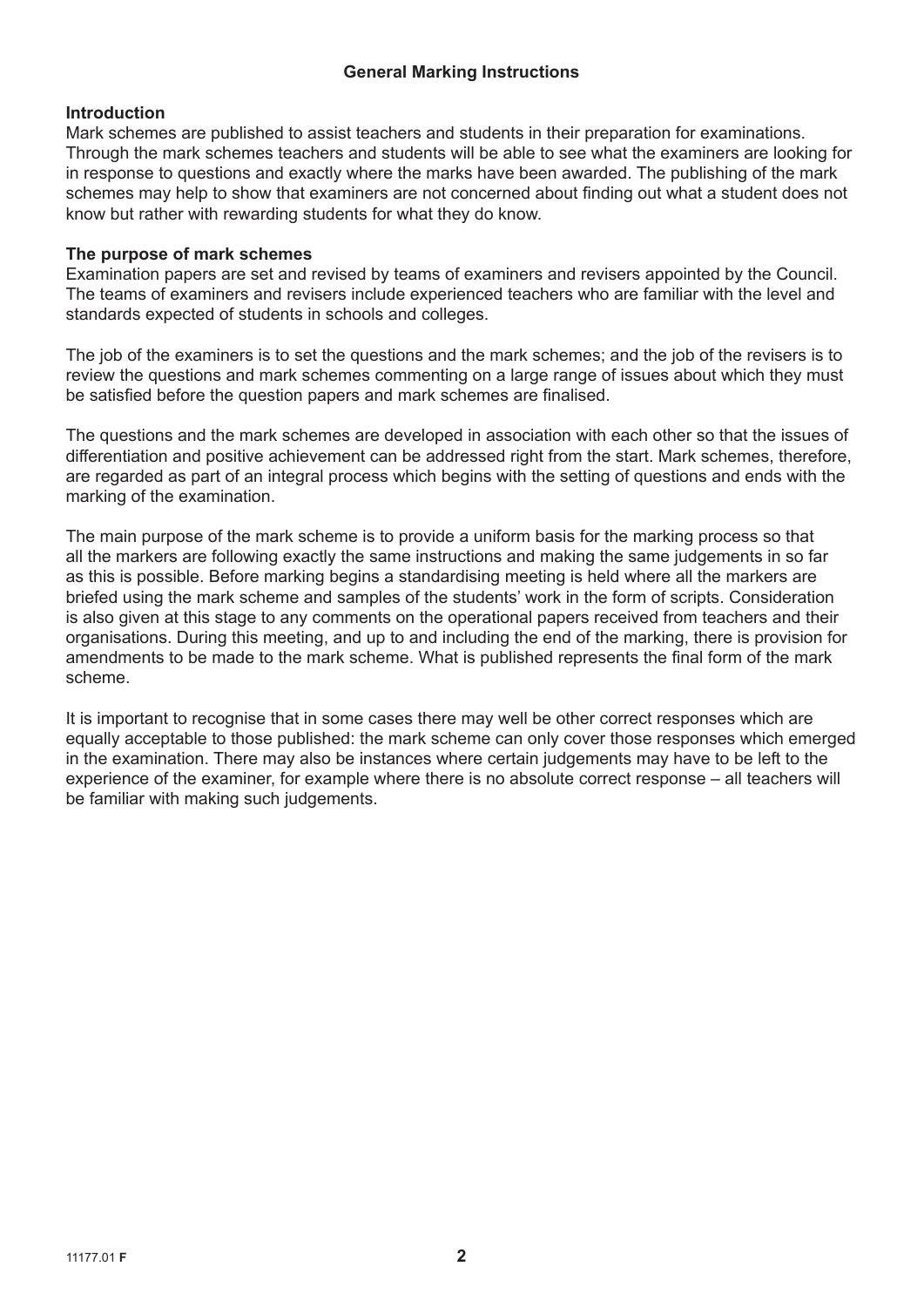## General Marking Instructions

### Introduction

Mark schemes are published to assist teachers and students in their preparation for examinations. Through the mark schemes teachers and students will be able to see what the examiners are looking for in response to questions and exactly where the marks have been awarded. The publishing of the mark schemes may help to show that examiners are not concerned about finding out what a student does not know but rather with rewarding students for what they do know.

### The purpose of mark schemes

Examination papers are set and revised by teams of examiners and revisers appointed by the Council. The teams of examiners and revisers include experienced teachers who are familiar with the level and standards expected of students in schools and colleges.

The job of the examiners is to set the questions and the mark schemes; and the job of the revisers is to review the questions and mark schemes commenting on a large range of issues about which they must be satisfied before the question papers and mark schemes are finalised.

The questions and the mark schemes are developed in association with each other so that the issues of differentiation and positive achievement can be addressed right from the start. Mark schemes, therefore, are regarded as part of an integral process which begins with the setting of questions and ends with the marking of the examination.

The main purpose of the mark scheme is to provide a uniform basis for the marking process so that all the markers are following exactly the same instructions and making the same judgements in so far as this is possible. Before marking begins a standardising meeting is held where all the markers are briefed using the mark scheme and samples of the students' work in the form of scripts. Consideration is also given at this stage to any comments on the operational papers received from teachers and their organisations. During this meeting, and up to and including the end of the marking, there is provision for amendments to be made to the mark scheme. What is published represents the final form of the mark scheme.

It is important to recognise that in some cases there may well be other correct responses which are equally acceptable to those published: the mark scheme can only cover those responses which emerged in the examination. There may also be instances where certain judgements may have to be left to the experience of the examiner, for example where there is no absolute correct response – all teachers will be familiar with making such judgements.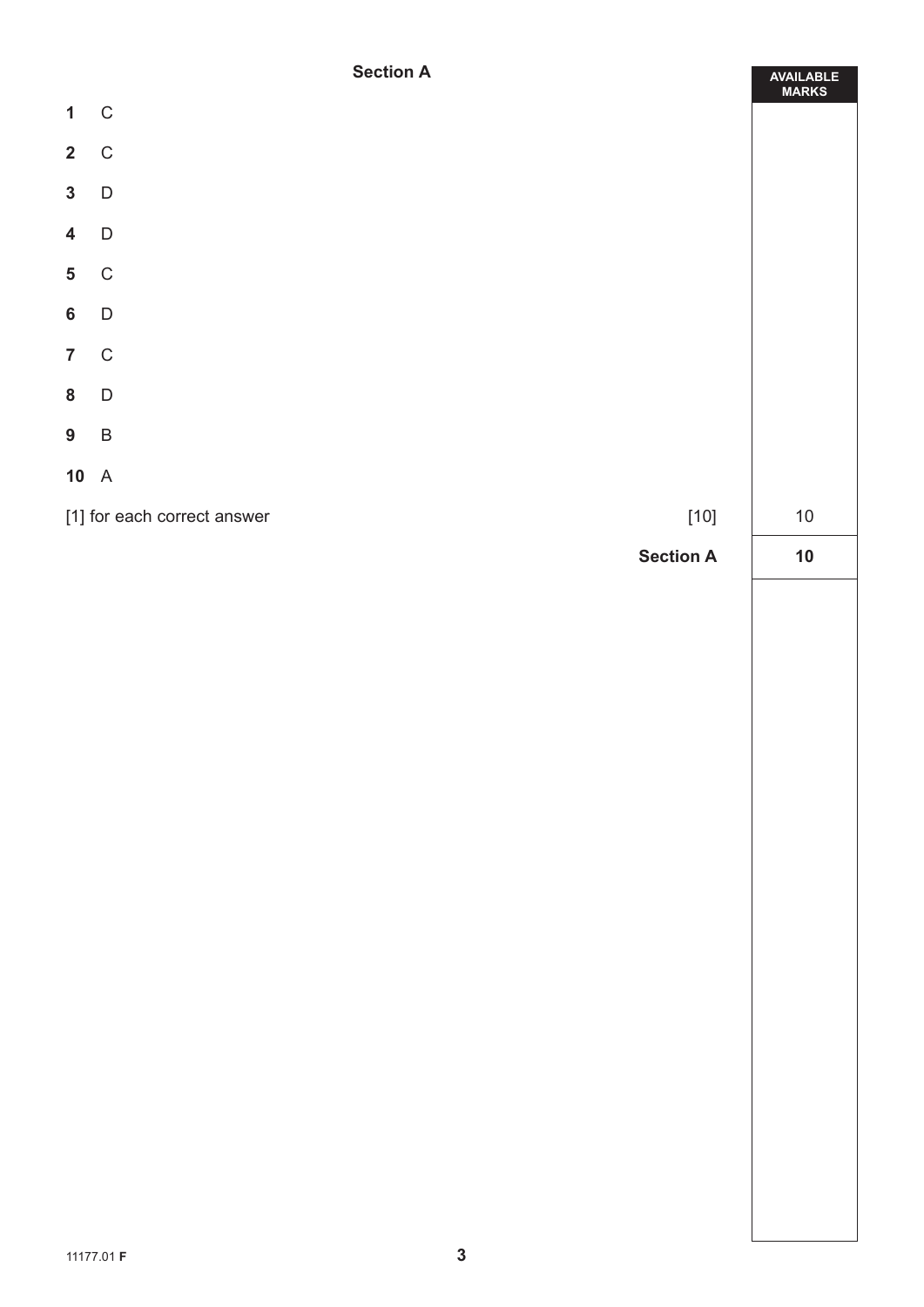## Section A

| | | AVAILABLE MARKS |
|---|---|---|
| **1** | C | |
| **2** | C | |
| **3** | D | |
| **4** | D | |
| **5** | C | |
| **6** | D | |
| **7** | C | |
| **8** | D | |
| **9** | B | |
| **10** | A | |
| [1] for each correct answer | [10] | 10 |
| | **Section A** | **10** |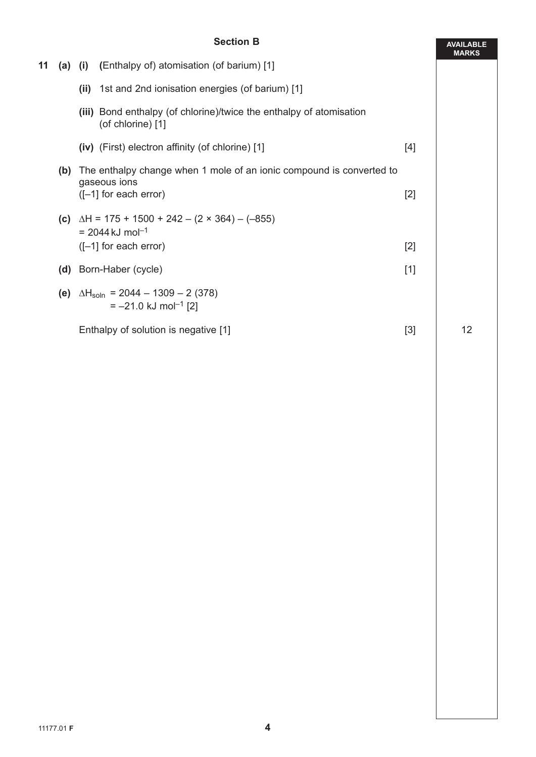## Section B

**AVAILABLE MARKS**

**11 (a) (i)** (Enthalpy of) atomisation (of barium) [1]

**(ii)** 1st and 2nd ionisation energies (of barium) [1]

**(iii)** Bond enthalpy (of chlorine)/twice the enthalpy of atomisation (of chlorine) [1]

**(iv)** (First) electron affinity (of chlorine) [1] — [4]

**(b)** The enthalpy change when 1 mole of an ionic compound is converted to gaseous ions
([–1] for each error) — [2]

**(c)** $\Delta H = 175 + 1500 + 242 - (2 \times 364) - (-855)$
$= 2044\,\text{kJ mol}^{-1}$
([–1] for each error) — [2]

**(d)** Born-Haber (cycle) — [1]

**(e)** $\Delta H_{soln} = 2044 - 1309 - 2\,(378)$
$= -21.0\text{ kJ mol}^{-1}$ [2]

Enthalpy of solution is negative [1] — [3]

12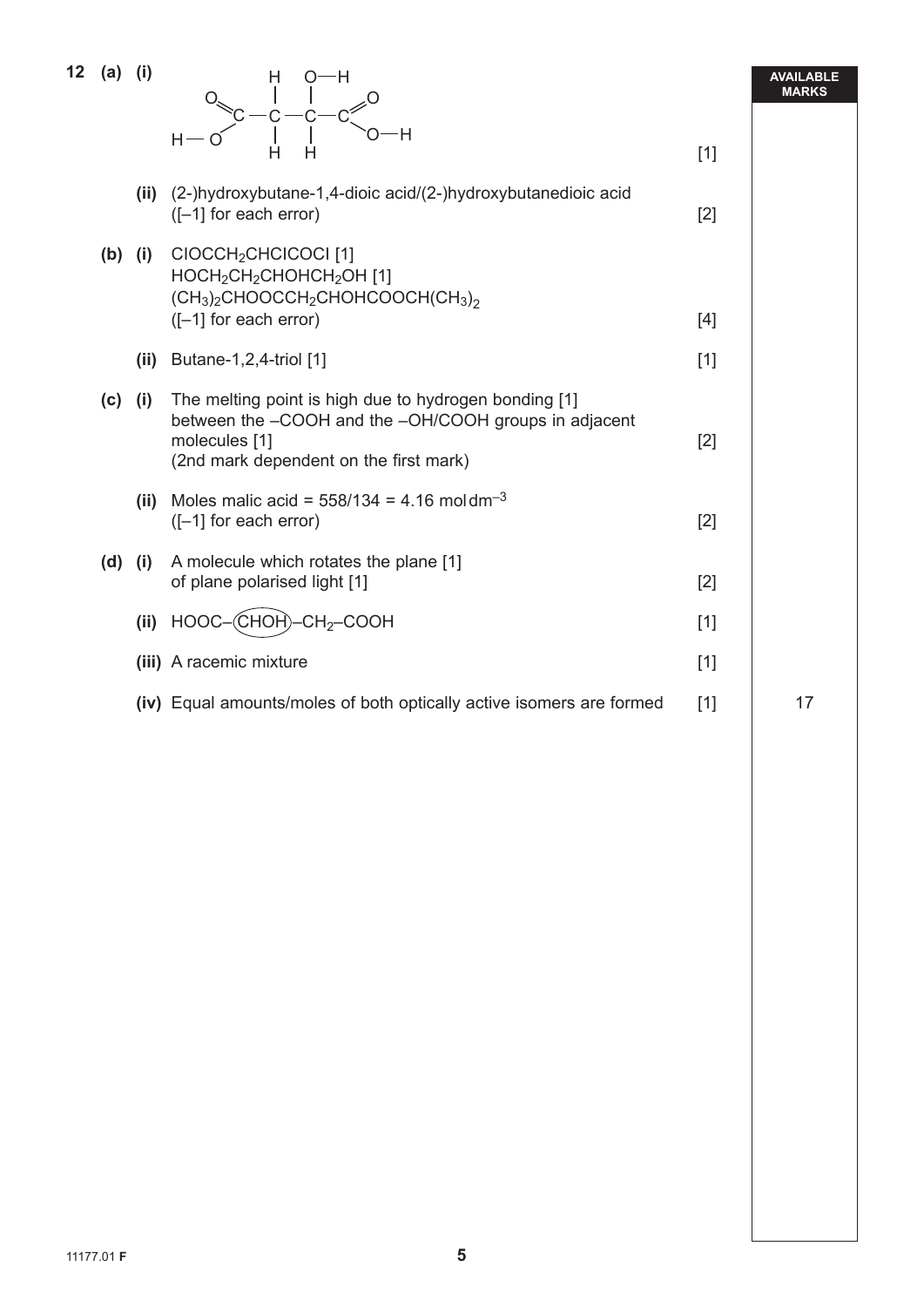**AVAILABLE MARKS**

**12 (a) (i)**

$$HO-C(=O)-CH_2-CH(OH)-C(=O)-OH$$

(displayed formula: H–O–C(=O)–C(H)(H)–C(H)(O–H)–C(=O)–O–H) [1]

**(ii)** (2-)hydroxybutane-1,4-dioic acid/(2-)hydroxybutanedioic acid
([–1] for each error) [2]

**(b) (i)** $ClOCCH_2CHClCOCl$ [1]
$HOCH_2CH_2CHOHCH_2OH$ [1]
$(CH_3)_2CHOOCCH_2CHOHCOOCH(CH_3)_2$
([–1] for each error) [4]

**(ii)** Butane-1,2,4-triol [1] [1]

**(c) (i)** The melting point is high due to hydrogen bonding [1]
between the –COOH and the –OH/COOH groups in adjacent molecules [1] [2]
(2nd mark dependent on the first mark)

**(ii)** Moles malic acid = 558/134 = 4.16 mol $dm^{-3}$
([–1] for each error) [2]

**(d) (i)** A molecule which rotates the plane [1]
of plane polarised light [1] [2]

**(ii)** HOOC–(CHOH)–$CH_2$–COOH [1]

(CHOH circled)

**(iii)** A racemic mixture [1]

**(iv)** Equal amounts/moles of both optically active isomers are formed [1]

17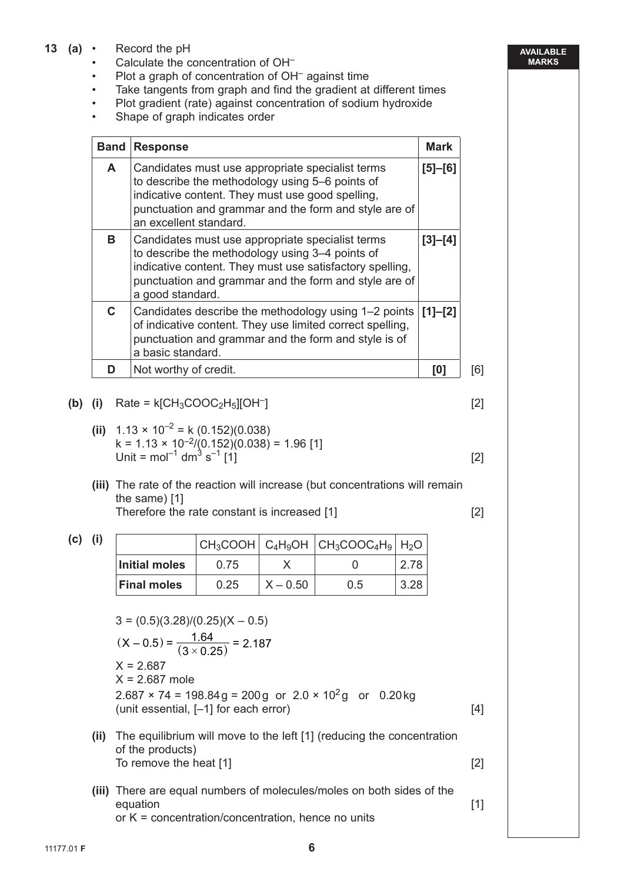**13 (a)**

- Record the pH
- Calculate the concentration of $OH^-$
- Plot a graph of concentration of $OH^-$ against time
- Take tangents from graph and find the gradient at different times
- Plot gradient (rate) against concentration of sodium hydroxide
- Shape of graph indicates order

| Band | Response | Mark |
| --- | --- | --- |
| A | Candidates must use appropriate specialist terms to describe the methodology using 5–6 points of indicative content. They must use good spelling, punctuation and grammar and the form and style are of an excellent standard. | [5]–[6] |
| B | Candidates must use appropriate specialist terms to describe the methodology using 3–4 points of indicative content. They must use satisfactory spelling, punctuation and grammar and the form and style are of a good standard. | [3]–[4] |
| C | Candidates describe the methodology using 1–2 points of indicative content. They use limited correct spelling, punctuation and grammar and the form and style is of a basic standard. | [1]–[2] |
| D | Not worthy of credit. | [0] |

[6]

**(b) (i)** Rate = $k[CH_3COOC_2H_5][OH^-]$ [2]

**(ii)** $1.13 \times 10^{-2} = k\,(0.152)(0.038)$

$k = 1.13 \times 10^{-2}/(0.152)(0.038) = 1.96$ [1]

Unit = $mol^{-1}\ dm^3\ s^{-1}$ [1] [2]

**(iii)** The rate of the reaction will increase (but concentrations will remain the same) [1]

Therefore the rate constant is increased [1] [2]

**(c) (i)**

| | $CH_3COOH$ | $C_4H_9OH$ | $CH_3COOC_4H_9$ | $H_2O$ |
| --- | --- | --- | --- | --- |
| **Initial moles** | 0.75 | X | 0 | 2.78 |
| **Final moles** | 0.25 | X – 0.50 | 0.5 | 3.28 |

$3 = (0.5)(3.28)/(0.25)(X - 0.5)$

$$(X - 0.5) = \frac{1.64}{(3 \times 0.25)} = 2.187$$

X = 2.687

X = 2.687 mole

$2.687 \times 74 = 198.84\,g = 200\,g$ or $2.0 \times 10^2\,g$ or $0.20\,kg$

(unit essential, [–1] for each error) [4]

**(ii)** The equilibrium will move to the left [1] (reducing the concentration of the products)

To remove the heat [1] [2]

**(iii)** There are equal numbers of molecules/moles on both sides of the equation [1]

or K = concentration/concentration, hence no units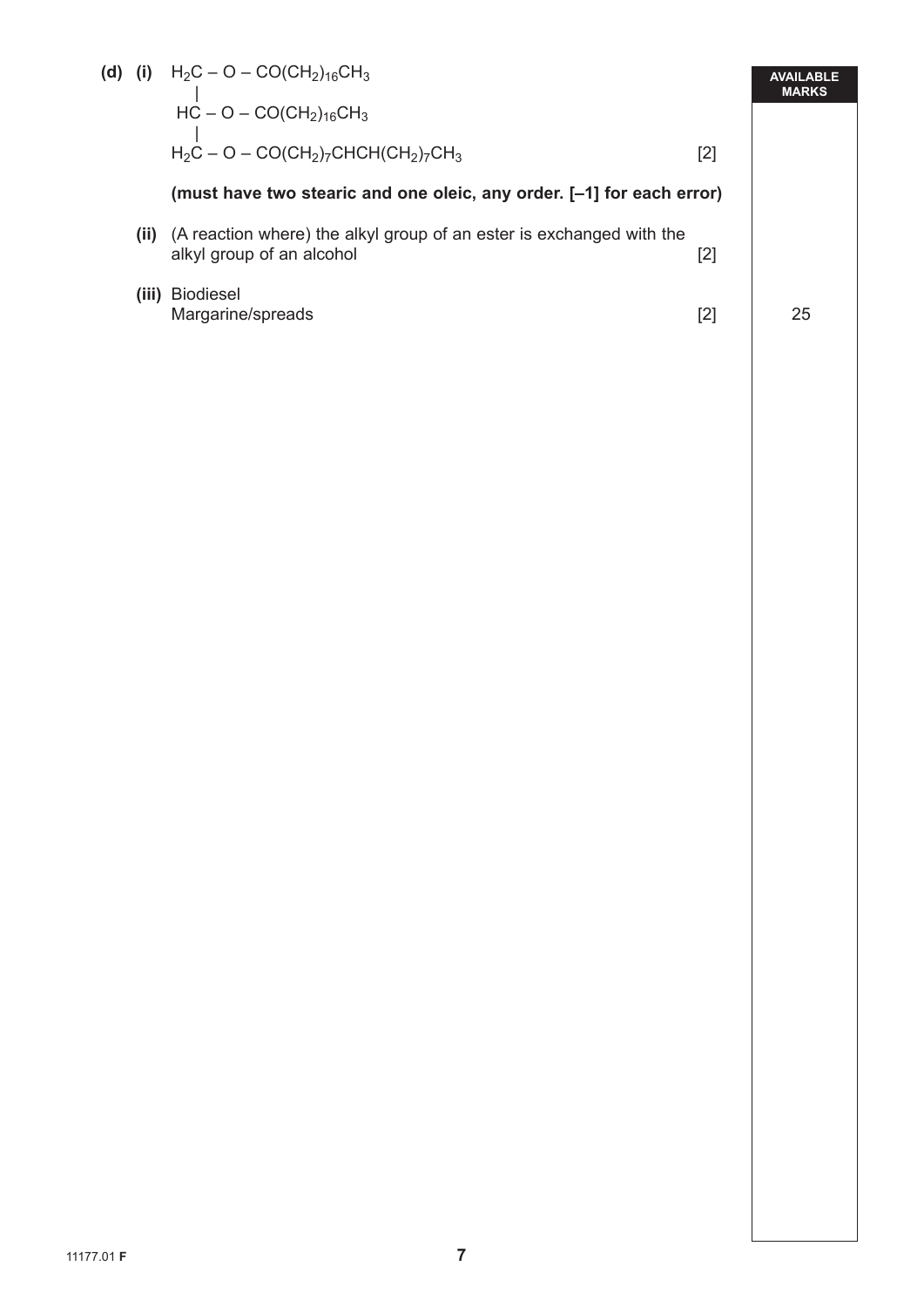**(d) (i)**

$$
\begin{array}{l}
H_2C - O - CO(CH_2)_{16}CH_3 \\
\ \ | \\
HC - O - CO(CH_2)_{16}CH_3 \\
\ \ | \\
H_2C - O - CO(CH_2)_7CHCH(CH_2)_7CH_3
\end{array}
$$

[2]

**(must have two stearic and one oleic, any order. [–1] for each error)**

**(ii)** (A reaction where) the alkyl group of an ester is exchanged with the alkyl group of an alcohol [2]

**(iii)** Biodiesel
Margarine/spreads [2]

| AVAILABLE MARKS |
| --- |
| 25 |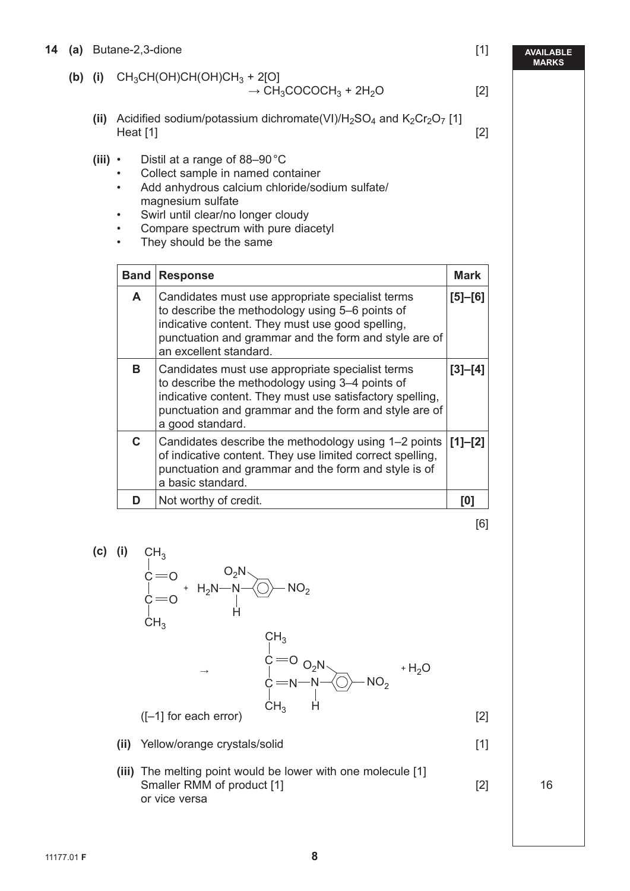**14 (a)** Butane-2,3-dione [1]

**(b) (i)** $CH_3CH(OH)CH(OH)CH_3 + 2[O] \rightarrow CH_3COCOCH_3 + 2H_2O$ [2]

**(ii)** Acidified sodium/potassium dichromate(VI)/$H_2SO_4$ and $K_2Cr_2O_7$ [1]
Heat [1] [2]

**(iii)**
- Distil at a range of 88–90 °C
- Collect sample in named container
- Add anhydrous calcium chloride/sodium sulfate/magnesium sulfate
- Swirl until clear/no longer cloudy
- Compare spectrum with pure diacetyl
- They should be the same

| Band | Response | Mark |
|---|---|---|
| A | Candidates must use appropriate specialist terms to describe the methodology using 5–6 points of indicative content. They must use good spelling, punctuation and grammar and the form and style are of an excellent standard. | [5]–[6] |
| B | Candidates must use appropriate specialist terms to describe the methodology using 3–4 points of indicative content. They must use satisfactory spelling, punctuation and grammar and the form and style are of a good standard. | [3]–[4] |
| C | Candidates describe the methodology using 1–2 points of indicative content. They use limited correct spelling, punctuation and grammar and the form and style is of a basic standard. | [1]–[2] |
| D | Not worthy of credit. | [0] |

[6]

**(c) (i)** $CH_3COCOCH_3 + H_2N{-}NH{-}C_6H_3(NO_2)_2 \rightarrow CH_3C(=O)C(CH_3){=}N{-}NH{-}C_6H_3(NO_2)_2 + H_2O$

([–1] for each error) [2]

**(ii)** Yellow/orange crystals/solid [1]

**(iii)** The melting point would be lower with one molecule [1]
Smaller RMM of product [1] [2]
or vice versa

16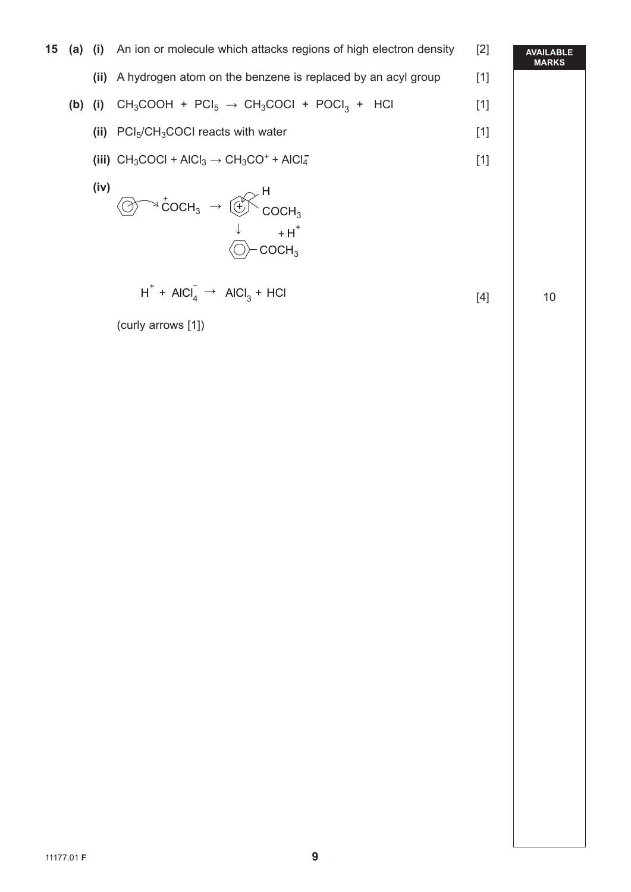**15 (a) (i)** An ion or molecule which attacks regions of high electron density [2]

**(ii)** A hydrogen atom on the benzene is replaced by an acyl group [1]

**(b) (i)** $CH_3COOH + PCl_5 \rightarrow CH_3COCl + POCl_3 + HCl$ [1]

**(ii)** $PCl_5$/$CH_3COCl$ reacts with water [1]

**(iii)** $CH_3COCl + AlCl_3 \rightarrow CH_3CO^+ + AlCl_4^-$ [1]

**(iv)**

$$C_6H_6 + {}^{+}COCH_3 \rightarrow [C_6H_6COCH_3]^+ \rightarrow C_6H_5COCH_3 + H^+$$

$$H^+ + AlCl_4^- \rightarrow AlCl_3 + HCl$$

[4]

(curly arrows [1])

AVAILABLE MARKS: 10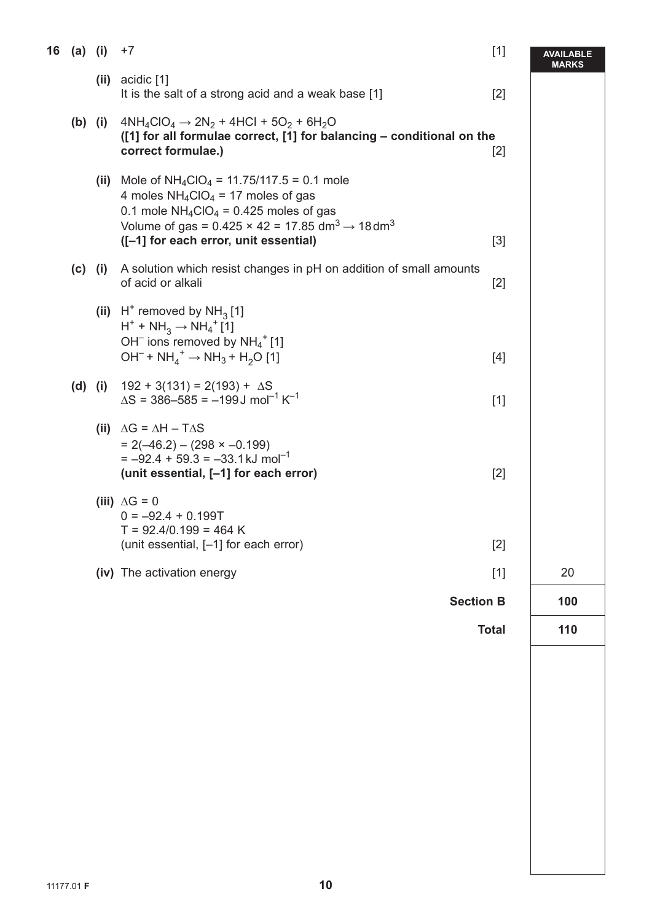**16 (a) (i)** +7 [1]

**(ii)** acidic [1]
It is the salt of a strong acid and a weak base [1] [2]

**(b) (i)** $4NH_4ClO_4 \rightarrow 2N_2 + 4HCl + 5O_2 + 6H_2O$
**([1] for all formulae correct, [1] for balancing – conditional on the correct formulae.)** [2]

**(ii)** Mole of $NH_4ClO_4$ = 11.75/117.5 = 0.1 mole
4 moles $NH_4ClO_4$ = 17 moles of gas
0.1 mole $NH_4ClO_4$ = 0.425 moles of gas
Volume of gas = $0.425 \times 42 = 17.85\ dm^3 \rightarrow 18\ dm^3$
**([–1] for each error, unit essential)** [3]

**(c) (i)** A solution which resist changes in pH on addition of small amounts of acid or alkali [2]

**(ii)** $H^+$ removed by $NH_3$ [1]
$H^+ + NH_3 \rightarrow NH_4^+$ [1]
$OH^-$ ions removed by $NH_4^+$ [1]
$OH^- + NH_4^+ \rightarrow NH_3 + H_2O$ [1] [4]

**(d) (i)** $192 + 3(131) = 2(193) + \Delta S$
$\Delta S = 386–585 = –199\ J\ mol^{-1}\ K^{-1}$ [1]

**(ii)** $\Delta G = \Delta H - T\Delta S$
$= 2(–46.2) – (298 \times –0.199)$
$= –92.4 + 59.3 = –33.1\ kJ\ mol^{-1}$
**(unit essential, [–1] for each error)** [2]

**(iii)** $\Delta G = 0$
$0 = –92.4 + 0.199T$
$T = 92.4/0.199 = 464\ K$
(unit essential, [–1] for each error) [2]

**(iv)** The activation energy [1]

| | AVAILABLE MARKS |
|---|---|
| | 20 |
| **Section B** | **100** |
| **Total** | **110** |